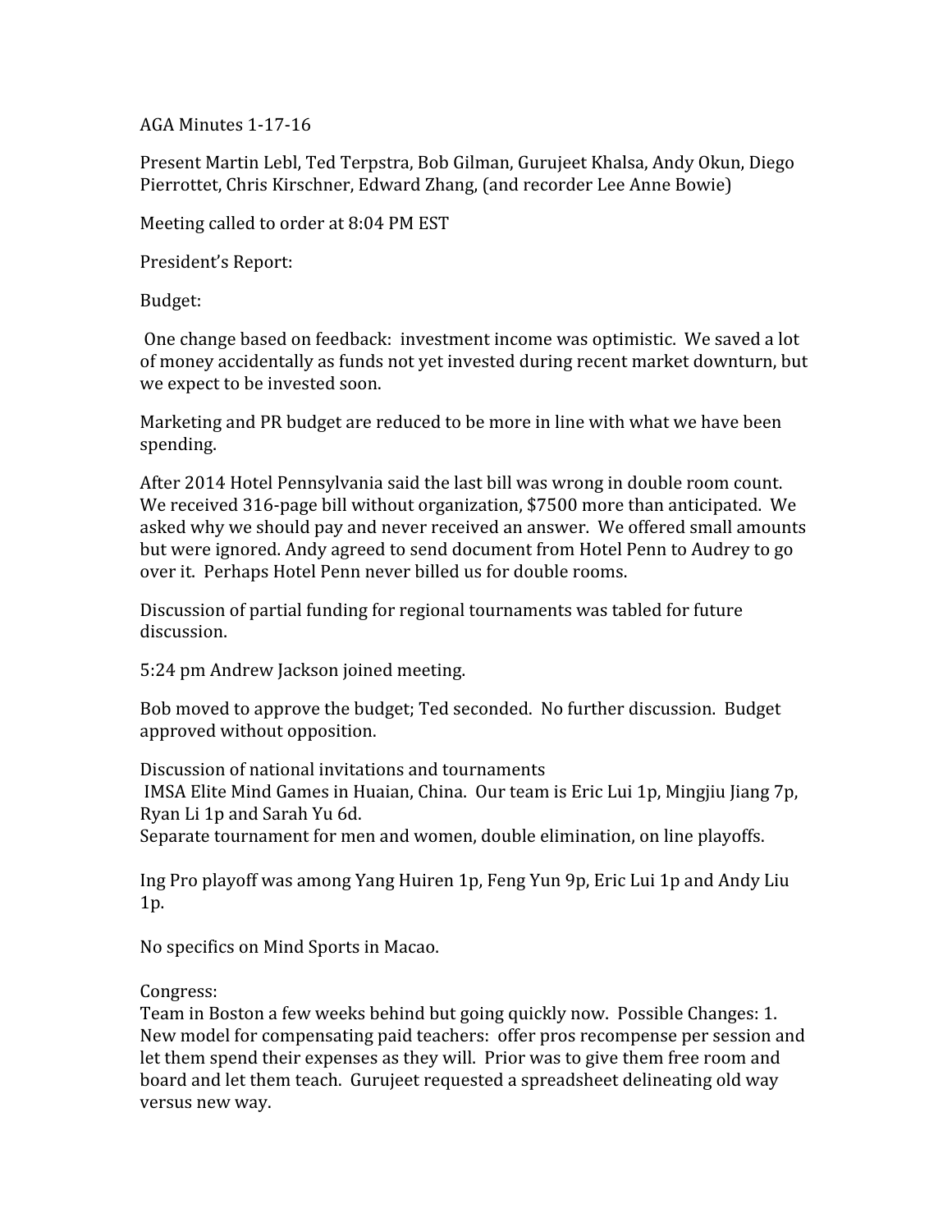AGA Minutes 1-17-16

Present Martin Lebl, Ted Terpstra, Bob Gilman, Gurujeet Khalsa, Andy Okun, Diego Pierrottet, Chris Kirschner, Edward Zhang, (and recorder Lee Anne Bowie)

Meeting called to order at 8:04 PM EST

President's Report:

Budget:

One change based on feedback: investment income was optimistic. We saved a lot of money accidentally as funds not yet invested during recent market downturn, but we expect to be invested soon.

Marketing and PR budget are reduced to be more in line with what we have been spending.

After 2014 Hotel Pennsylvania said the last bill was wrong in double room count. We received 316-page bill without organization, $7500 more than anticipated. We asked why we should pay and never received an answer. We offered small amounts but were ignored. Andy agreed to send document from Hotel Penn to Audrey to go over it. Perhaps Hotel Penn never billed us for double rooms.

Discussion of partial funding for regional tournaments was tabled for future discussion.

5:24 pm Andrew Jackson joined meeting.

Bob moved to approve the budget; Ted seconded. No further discussion. Budget approved without opposition.

Discussion of national invitations and tournaments
IMSA Elite Mind Games in Huaian, China. Our team is Eric Lui 1p, Mingjiu Jiang 7p, Ryan Li 1p and Sarah Yu 6d.
Separate tournament for men and women, double elimination, on line playoffs.

Ing Pro playoff was among Yang Huiren 1p, Feng Yun 9p, Eric Lui 1p and Andy Liu 1p.

No specifics on Mind Sports in Macao.

Congress:
Team in Boston a few weeks behind but going quickly now. Possible Changes: 1. New model for compensating paid teachers: offer pros recompense per session and let them spend their expenses as they will. Prior was to give them free room and board and let them teach. Gurujeet requested a spreadsheet delineating old way versus new way.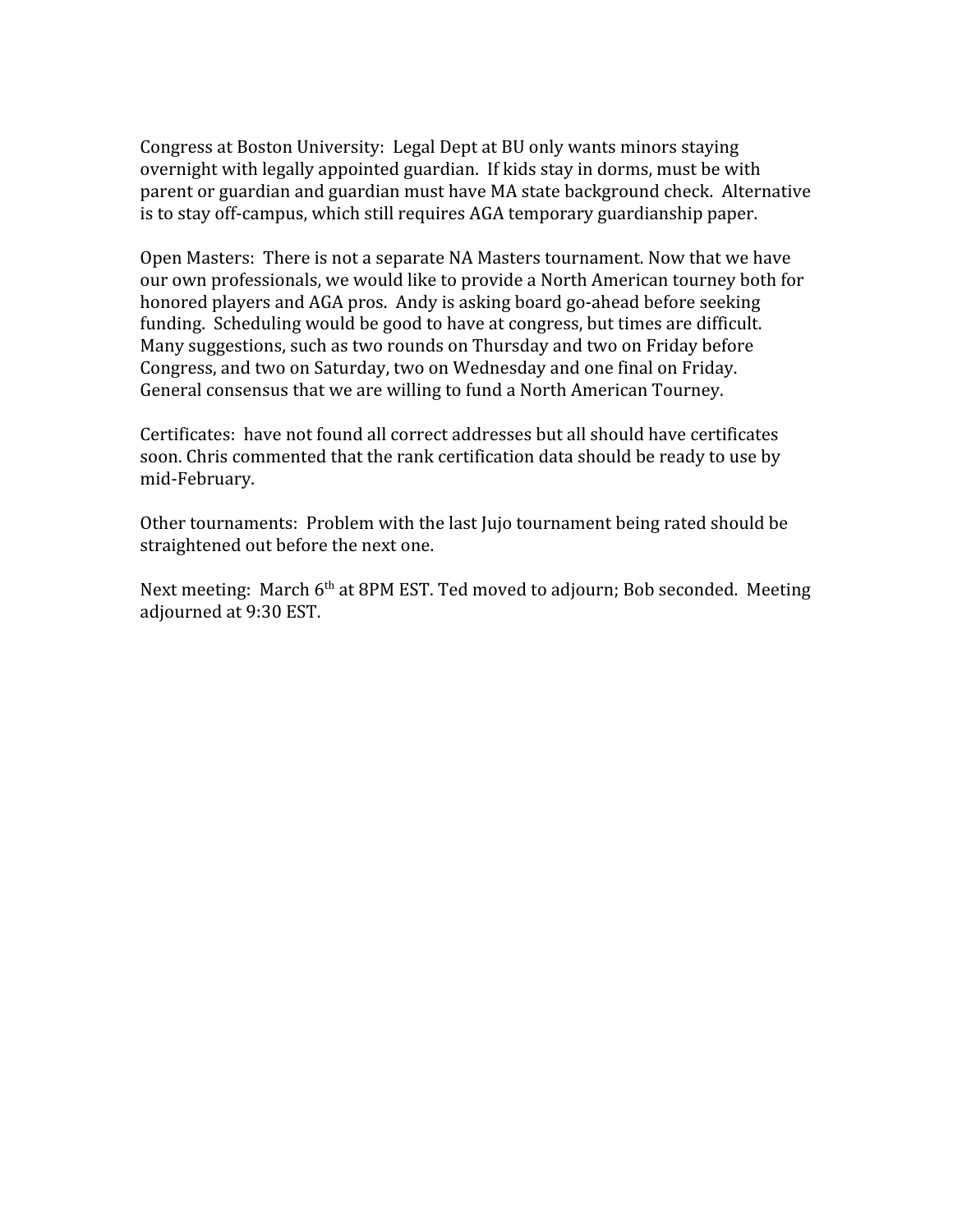Congress at Boston University:  Legal Dept at BU only wants minors staying overnight with legally appointed guardian.  If kids stay in dorms, must be with parent or guardian and guardian must have MA state background check.  Alternative is to stay off-campus, which still requires AGA temporary guardianship paper.

Open Masters:  There is not a separate NA Masters tournament. Now that we have our own professionals, we would like to provide a North American tourney both for honored players and AGA pros.  Andy is asking board go-ahead before seeking funding.  Scheduling would be good to have at congress, but times are difficult.  Many suggestions, such as two rounds on Thursday and two on Friday before Congress, and two on Saturday, two on Wednesday and one final on Friday.  General consensus that we are willing to fund a North American Tourney.

Certificates:  have not found all correct addresses but all should have certificates soon. Chris commented that the rank certification data should be ready to use by mid-February.

Other tournaments:  Problem with the last Jujo tournament being rated should be straightened out before the next one.

Next meeting:  March 6th at 8PM EST. Ted moved to adjourn; Bob seconded.  Meeting adjourned at 9:30 EST.